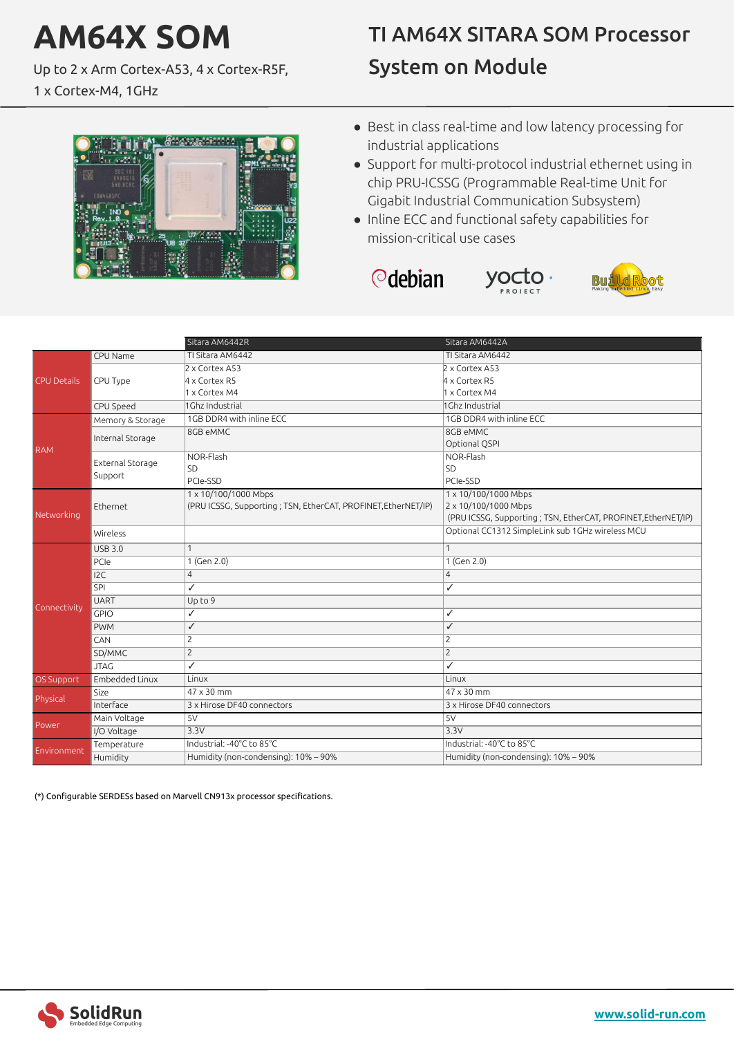# AM64X SOM

Up to 2 x Arm Cortex-A53, 4 x Cortex-R5F, 1 x Cortex-M4, 1GHz

## TI AM64X SITARA SOM Processor System on Module

- Best in class real-time and low latency processing for industrial applications
- Support for multi-protocol industrial ethernet using in chip PRU-ICSSG (Programmable Real-time Unit for Gigabit Industrial Communication Subsystem)
- Inline ECC and functional safety capabilities for mission-critical use cases

| | | Sitara AM6442R | Sitara AM6442A |
|---|---|---|---|
| CPU Details | CPU Name | TI Sitara AM6442 | TI Sitara AM6442 |
| | CPU Type | 2 x Cortex A53<br>4 x Cortex R5<br>1 x Cortex M4 | 2 x Cortex A53<br>4 x Cortex R5<br>1 x Cortex M4 |
| | CPU Speed | 1Ghz Industrial | 1Ghz Industrial |
| RAM | Memory & Storage | 1GB DDR4 with inline ECC | 1GB DDR4 with inline ECC |
| | Internal Storage | 8GB eMMC | 8GB eMMC<br>Optional QSPI |
| | External Storage Support | NOR-Flash<br>SD<br>PCIe-SSD | NOR-Flash<br>SD<br>PCIe-SSD |
| Networking | Ethernet | 1 x 10/100/1000 Mbps<br>(PRU ICSSG, Supporting ; TSN, EtherCAT, PROFINET,EtherNET/IP) | 1 x 10/100/1000 Mbps<br>2 x 10/100/1000 Mbps<br>(PRU ICSSG, Supporting ; TSN, EtherCAT, PROFINET,EtherNET/IP) |
| | Wireless | | Optional CC1312 SimpleLink sub 1GHz wireless MCU |
| Connectivity | USB 3.0 | 1 | 1 |
| | PCIe | 1 (Gen 2.0) | 1 (Gen 2.0) |
| | I2C | 4 | 4 |
| | SPI | ✓ | ✓ |
| | UART | Up to 9 | |
| | GPIO | ✓ | ✓ |
| | PWM | ✓ | ✓ |
| | CAN | 2 | 2 |
| | SD/MMC | 2 | 2 |
| | JTAG | ✓ | ✓ |
| OS Support | Embedded Linux | Linux | Linux |
| Physical | Size | 47 x 30 mm | 47 x 30 mm |
| | Interface | 3 x Hirose DF40 connectors | 3 x Hirose DF40 connectors |
| Power | Main Voltage | 5V | 5V |
| | I/O Voltage | 3.3V | 3.3V |
| Environment | Temperature | Industrial: -40°C to 85°C | Industrial: -40°C to 85°C |
| | Humidity | Humidity (non-condensing): 10% – 90% | Humidity (non-condensing): 10% – 90% |

(*) Configurable SERDESs based on Marvell CN913x processor specifications.

SolidRun Embedded Edge Computing

www.solid-run.com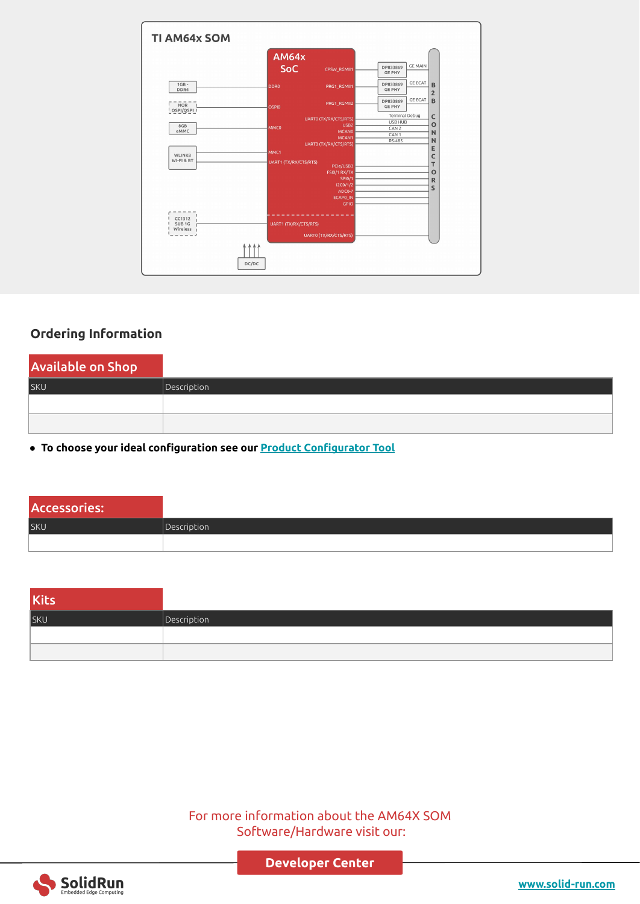TI AM64x SOM

AM64x SoC

1GB - DDR4
NOR OSPI/QSPI
8GB eMMC
WLINK8 WI-FI & BT
CC1312 SUB 1G Wireless
DC/DC

DDR0
OSPI0
MMC0
MMC1
UART1 (TX/RX/CTS/RTS)
UART1 (TX/RX/CTS/RTS)
CPSW_RGMII1
PRG1_RGMII1
PRG1_RGMII2
UART0 (TX/RX/CTS/RTS)
USB2
MCAN0
MCAN1
UART3 (TX/RX/CTS/RTS)
PCIe/USB3
FSI0/1 RX/TX
SPI0/1
I2C0/1/2
ADC0-7
ECAP0_IN
GPIO
UART0 (TX/RX/CTS/RTS)

DP83869 GE PHY
DP83869 GE PHY
DP83869 GE PHY
GE MAIN
GE ECAT
GE ECAT
Terminal Debug
USB HUB
CAN 2
CAN 1
RS-485

B2B CONNECTORS

## Ordering Information

### Available on Shop

| SKU | Description |
|---|---|
| | |
| | |

- **To choose your ideal configuration see our [Product Configurator Tool]()**

### Accessories:

| SKU | Description |
|---|---|
| | |

### Kits

| SKU | Description |
|---|---|
| | |
| | |

For more information about the AM64X SOM Software/Hardware visit our:

**Developer Center**

SolidRun Embedded Edge Computing

www.solid-run.com